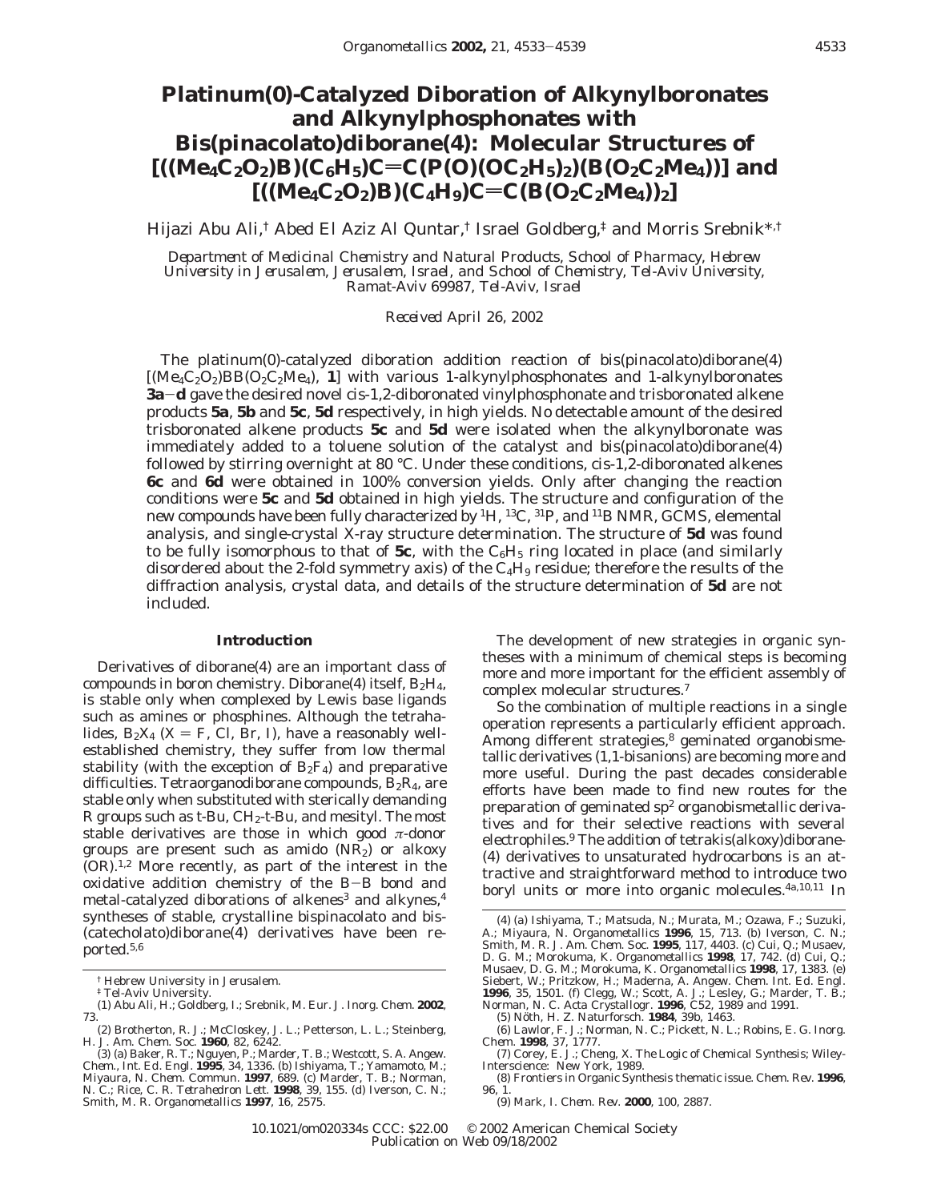# Platinum(0)-Catalyzed Diboration of Alkynylboronates and Alkynylphosphonates with Bis(pinacolato)diborane(4): Molecular Structures of $[((Me_4C_2O_2)B)(C_6H_5)C{=}C(P(O)(OC_2H_5)_2)(B(O_2C_2Me_4))]$ and $[((Me_4C_2O_2)B)(C_4H_9)C{=}C(B(O_2C_2Me_4))_2]$

Hijazi Abu Ali,[†] Abed El Aziz Al Quntar,[†] Israel Goldberg,[‡] and Morris Srebnik*,[†]

*Department of Medicinal Chemistry and Natural Products, School of Pharmacy, Hebrew University in Jerusalem, Jerusalem, Israel, and School of Chemistry, Tel-Aviv University, Ramat-Aviv 69987, Tel-Aviv, Israel*

*Received April 26, 2002*

The platinum(0)-catalyzed diboration addition reaction of bis(pinacolato)diborane(4) $[(Me_4C_2O_2)BB(O_2C_2Me_4)$, **1**] with various 1-alkynylphosphonates and 1-alkynylboronates **3a**–**d** gave the desired novel *cis*-1,2-diboronated vinylphosphonate and trisboronated alkene products **5a**, **5b** and **5c**, **5d** respectively, in high yields. No detectable amount of the desired trisboronated alkene products **5c** and **5d** were isolated when the alkynylboronate was immediately added to a toluene solution of the catalyst and bis(pinacolato)diborane(4) followed by stirring overnight at 80 °C. Under these conditions, *cis*-1,2-diboronated alkenes **6c** and **6d** were obtained in 100% conversion yields. Only after changing the reaction conditions were **5c** and **5d** obtained in high yields. The structure and configuration of the new compounds have been fully characterized by $^{1}H$, $^{13}C$, $^{31}P$, and $^{11}B$ NMR, GCMS, elemental analysis, and single-crystal X-ray structure determination. The structure of **5d** was found to be fully isomorphous to that of **5c**, with the $C_6H_5$ ring located in place (and similarly disordered about the 2-fold symmetry axis) of the $C_4H_9$ residue; therefore the results of the diffraction analysis, crystal data, and details of the structure determination of **5d** are not included.

## Introduction

Derivatives of diborane(4) are an important class of compounds in boron chemistry. Diborane(4) itself, $B_2H_4$, is stable only when complexed by Lewis base ligands such as amines or phosphines. Although the tetrahalides, $B_2X_4$ (X = F, Cl, Br, I), have a reasonably well-established chemistry, they suffer from low thermal stability (with the exception of $B_2F_4$) and preparative difficulties. Tetraorganodiborane compounds, $B_2R_4$, are stable only when substituted with sterically demanding R groups such as *t*-Bu, $CH_2$-*t*-Bu, and mesityl. The most stable derivatives are those in which good $\pi$-donor groups are present such as amido ($NR_2$) or alkoxy (OR).[1,2] More recently, as part of the interest in the oxidative addition chemistry of the B–B bond and metal-catalyzed diborations of alkenes[3] and alkynes,[4] syntheses of stable, crystalline bispinacolato and bis(catecholato)diborane(4) derivatives have been reported.[5,6]

The development of new strategies in organic syntheses with a minimum of chemical steps is becoming more and more important for the efficient assembly of complex molecular structures.[7]

So the combination of multiple reactions in a single operation represents a particularly efficient approach. Among different strategies,[8] geminated organobismetallic derivatives (1,1-bisanions) are becoming more and more useful. During the past decades considerable efforts have been made to find new routes for the preparation of geminated sp$^2$ organobismetallic derivatives and for their selective reactions with several electrophiles.[9] The addition of tetrakis(alkoxy)diborane(4) derivatives to unsaturated hydrocarbons is an attractive and straightforward method to introduce two boryl units or more into organic molecules.[4a,10,11] In

---

† Hebrew University in Jerusalem.

‡ Tel-Aviv University.

(1) Abu Ali, H.; Goldberg, I.; Srebnik, M. *Eur. J. Inorg. Chem.* **2002**, 73.

(2) Brotherton, R. J.; McCloskey, J. L.; Petterson, L. L.; Steinberg, H. *J. Am. Chem. Soc.* **1960**, *82*, 6242.

(3) (a) Baker, R. T.; Nguyen, P.; Marder, T. B.; Westcott, S. A. *Angew. Chem., Int. Ed. Engl.* **1995**, *34*, 1336. (b) Ishiyama, T.; Yamamoto, M.; Miyaura, N. *Chem. Commun.* **1997**, 689. (c) Marder, T. B.; Norman, N. C.; Rice, C. R. *Tetrahedron Lett.* **1998**, *39*, 155. (d) Iverson, C. N.; Smith, M. R. *Organometallics* **1997**, *16*, 2575.

(4) (a) Ishiyama, T.; Matsuda, N.; Murata, M.; Ozawa, F.; Suzuki, A.; Miyaura, N. *Organometallics* **1996**, *15*, 713. (b) Iverson, C. N.; Smith, M. R. *J. Am. Chem. Soc.* **1995**, *117*, 4403. (c) Cui, Q.; Musaev, D. G. M.; Morokuma, K. *Organometallics* **1998**, *17*, 742. (d) Cui, Q.; Musaev, D. G. M.; Morokuma, K. *Organometallics* **1998**, *17*, 1383. (e) Siebert, W.; Pritzkow, H.; Maderna, A. *Angew. Chem. Int. Ed. Engl.* **1996**, *35*, 1501. (f) Clegg, W.; Scott, A. J.; Lesley, G.; Marder, T. B.; Norman, N. C. *Acta Crystallogr.* **1996**, *C52*, 1989 and 1991.

(5) Nöth, H. *Z. Naturforsch.* **1984**, *39b*, 1463.

(6) Lawlor, F. J.; Norman, N. C.; Pickett, N. L.; Robins, E. G. *Inorg. Chem.* **1998**, *37*, 1777.

(7) Corey, E. J.; Cheng, X. *The Logic of Chemical Synthesis*; Wiley-Interscience: New York, 1989.

(8) Frontiers in Organic Synthesis thematic issue. *Chem. Rev.* **1996**, *96*, 1.

(9) Mark, I. *Chem. Rev.* **2000**, *100*, 2887.

10.1021/om020334s CCC: $22.00 © 2002 American Chemical Society
Publication on Web 09/18/2002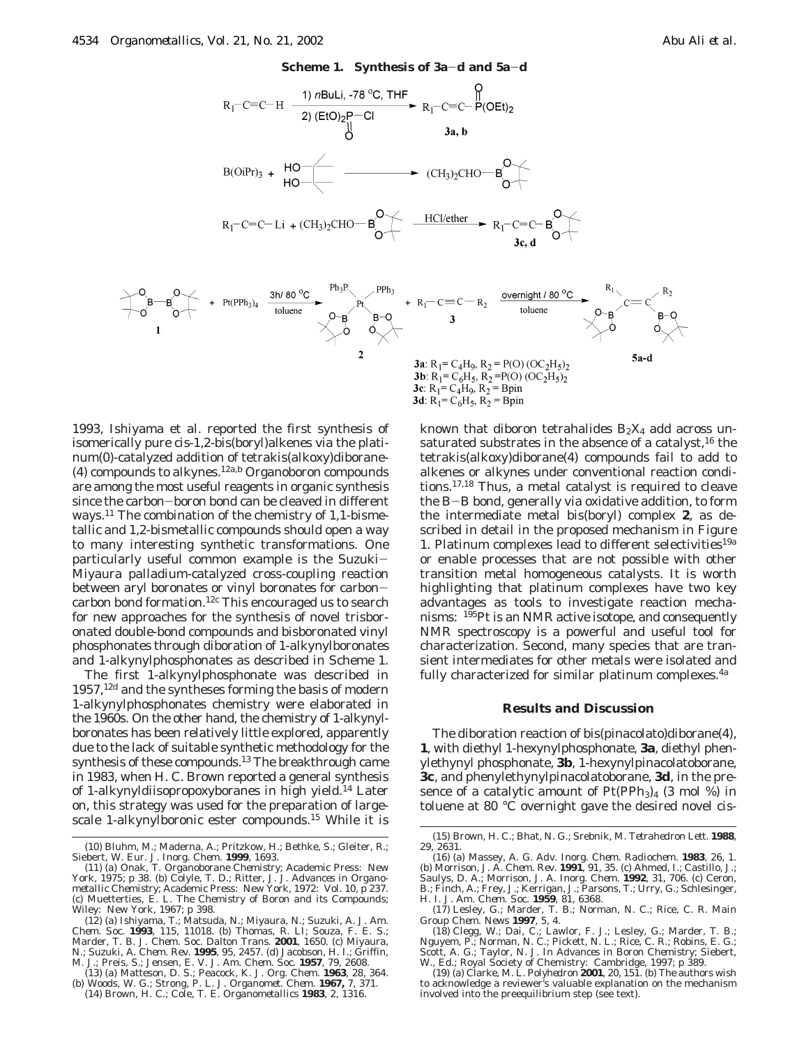**Scheme 1. Synthesis of 3a–d and 5a–d**

**3a**: $R_1 = C_4H_9$, $R_2 = P(O)(OC_2H_5)_2$
**3b**: $R_1 = C_6H_5$, $R_2 = P(O)(OC_2H_5)_2$
**3c**: $R_1 = C_4H_9$, $R_2$ = Bpin
**3d**: $R_1 = C_6H_5$, $R_2$ = Bpin

1993, Ishiyama et al. reported the first synthesis of isomerically pure cis-1,2-bis(boryl)alkenes via the platinum(0)-catalyzed addition of tetrakis(alkoxy)diborane(4) compounds to alkynes.[12a,b] Organoboron compounds are among the most useful reagents in organic synthesis since the carbon–boron bond can be cleaved in different ways.[11] The combination of the chemistry of 1,1-bismetallic and 1,2-bismetallic compounds should open a way to many interesting synthetic transformations. One particularly useful common example is the Suzuki–Miyaura palladium-catalyzed cross-coupling reaction between aryl boronates or vinyl boronates for carbon–carbon bond formation.[12c] This encouraged us to search for new approaches for the synthesis of novel trisboronated double-bond compounds and bisboronated vinyl phosphonates through diboration of 1-alkynylboronates and 1-alkynylphosphonates as described in Scheme 1.

The first 1-alkynylphosphonate was described in 1957,[12d] and the syntheses forming the basis of modern 1-alkynylphosphonates chemistry were elaborated in the 1960s. On the other hand, the chemistry of 1-alkynylboronates has been relatively little explored, apparently due to the lack of suitable synthetic methodology for the synthesis of these compounds.[13] The breakthrough came in 1983, when H. C. Brown reported a general synthesis of 1-alkynyldiisopropoxyboranes in high yield.[14] Later on, this strategy was used for the preparation of large-scale 1-alkynylboronic ester compounds.[15] While it is known that diboron tetrahalides $B_2X_4$ add across unsaturated substrates in the absence of a catalyst,[16] the tetrakis(alkoxy)diborane(4) compounds fail to add to alkenes or alkynes under conventional reaction conditions.[17,18] Thus, a metal catalyst is required to cleave the B–B bond, generally via oxidative addition, to form the intermediate metal bis(boryl) complex **2**, as described in detail in the proposed mechanism in Figure 1. Platinum complexes lead to different selectivities[19a] or enable processes that are not possible with other transition metal homogeneous catalysts. It is worth highlighting that platinum complexes have two key advantages as tools to investigate reaction mechanisms: $^{195}$Pt is an NMR active isotope, and consequently NMR spectroscopy is a powerful and useful tool for characterization. Second, many species that are transient intermediates for other metals were isolated and fully characterized for similar platinum complexes.[4a]

## Results and Discussion

The diboration reaction of bis(pinacolato)diborane(4), **1**, with diethyl 1-hexynylphosphonate, **3a**, diethyl phenylethynyl phosphonate, **3b**, 1-hexynylpinacolatoborane, **3c**, and phenylethynylpinacolatoborane, **3d**, in the presence of a catalytic amount of $Pt(PPh_3)_4$ (3 mol %) in toluene at 80 °C overnight gave the desired novel cis-

(10) Bluhm, M.; Maderna, A.; Pritzkow, H.; Bethke, S.; Gleiter, R.; Siebert, W. *Eur. J. Inorg. Chem.* **1999**, 1693.

(11) (a) Onak, T. *Organoborane Chemistry*; Academic Press: New York, 1975; p 38. (b) Colyle, T. D.; Ritter, J. J. *Advances in Organometallic Chemistry*; Academic Press: New York, 1972: Vol. 10, p 237. (c) Muetterties, E. L. *The Chemistry of Boron and its Compounds*; Wiley: New York, 1967; p 398.

(12) (a) Ishiyama, T.; Matsuda, N.; Miyaura, N.; Suzuki, A. *J. Am. Chem. Soc.* **1993**, 115, 11018. (b) Thomas, R. Ll; Souza, F. E. S.; Marder, T. B. *J. Chem. Soc. Dalton Trans.* **2001**, 1650. (c) Miyaura, N.; Suzuki, A. *Chem. Rev.* **1995**, 95, 2457. (d) Jacobson, H. I.; Griffin, M. J.; Preis, S.; Jensen, E. V. *J. Am. Chem. Soc.* **1957**, 79, 2608.

(13) (a) Matteson, D. S.; Peacock, K. *J. Org. Chem.* **1963**, 28, 364. (b) Woods, W. G.; Strong, P. L. *J. Organomet. Chem.* **1967,** 7, 371.

(14) Brown, H. C.; Cole, T. E. *Organometallics* **1983**, 2, 1316.

(15) Brown, H. C.; Bhat, N. G.; Srebnik, M. *Tetrahedron Lett.* **1988**, 29, 2631.

(16) (a) Massey, A. G. *Adv. Inorg. Chem. Radiochem.* **1983**, 26, 1. (b) Morrison, J. A. *Chem. Rev.* **1991**, 91, 35. (c) Ahmed, I.; Castillo, J.; Saulys, D. A.; Morrison, J. A. *Inorg. Chem.* **1992**, 31, 706. (c) Ceron, B.; Finch, A.; Frey, J.; Kerrigan, J.; Parsons, T.; Urry, G.; Schlesinger, H. I. *J. Am. Chem. Soc.* **1959**, 81, 6368.

(17) Lesley, G.; Marder, T. B.; Norman, N. C.; Rice, C. R. *Main Group Chem. News* **1997**, 5, 4.

(18) Clegg, W.; Dai, C.; Lawlor, F. J.; Lesley, G.; Marder, T. B.; Nguyem, P.; Norman, N. C.; Pickett, N. L.; Rice, C. R.; Robins, E. G.; Scott, A. G.; Taylor, N. J. In *Advances in Boron Chemistry*; Siebert, W., Ed.; Royal Society of Chemistry: Cambridge, 1997; p 389.

(19) (a) Clarke, M. L. *Polyhedron* **2001**, 20, 151. (b) The authors wish to acknowledge a reviewer's valuable explanation on the mechanism involved into the preequilibrium step (see text).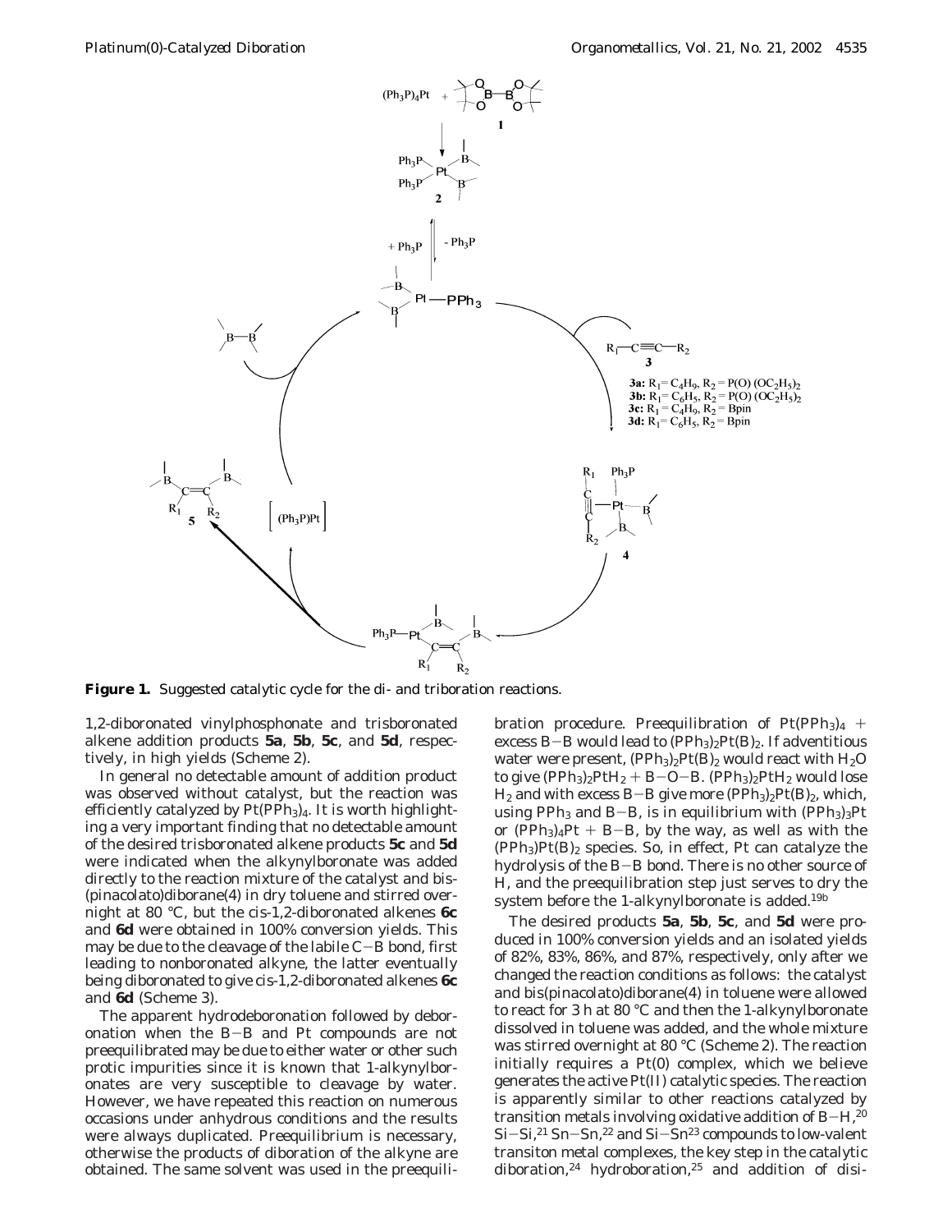**Figure 1.** Suggested catalytic cycle for the di- and triboration reactions.

1,2-diboronated vinylphosphonate and trisboronated alkene addition products **5a**, **5b**, **5c**, and **5d**, respectively, in high yields (Scheme 2).

In general no detectable amount of addition product was observed without catalyst, but the reaction was efficiently catalyzed by $Pt(PPh_3)_4$. It is worth highlighting a very important finding that no detectable amount of the desired trisboronated alkene products **5c** and **5d** were indicated when the alkynylboronate was added directly to the reaction mixture of the catalyst and bis(pinacolato)diborane(4) in dry toluene and stirred overnight at 80 °C, but the cis-1,2-diboronated alkenes **6c** and **6d** were obtained in 100% conversion yields. This may be due to the cleavage of the labile C−B bond, first leading to nonboronated alkyne, the latter eventually being diboronated to give cis-1,2-diboronated alkenes **6c** and **6d** (Scheme 3).

The apparent hydrodeboronation followed by deboronation when the B−B and Pt compounds are not preequilibrated may be due to either water or other such protic impurities since it is known that 1-alkynylboronates are very susceptible to cleavage by water. However, we have repeated this reaction on numerous occasions under anhydrous conditions and the results were always duplicated. Preequilibrium is necessary, otherwise the products of diboration of the alkyne are obtained. The same solvent was used in the preequilibration procedure. Preequilibration of $Pt(PPh_3)_4$ + excess B−B would lead to $(PPh_3)_2Pt(B)_2$. If adventitious water were present, $(PPh_3)_2Pt(B)_2$ would react with $H_2O$ to give $(PPh_3)_2PtH_2$ + B−O−B. $(PPh_3)_2PtH_2$ would lose $H_2$ and with excess B−B give more $(PPh_3)_2Pt(B)_2$, which, using $PPh_3$ and B−B, is in equilibrium with $(PPh_3)_3Pt$ or $(PPh_3)_4Pt$ + B−B, by the way, as well as with the $(PPh_3)Pt(B)_2$ species. So, in effect, Pt can catalyze the hydrolysis of the B−B bond. There is no other source of H, and the preequilibration step just serves to dry the system before the 1-alkynylboronate is added.[19b]

The desired products **5a**, **5b**, **5c**, and **5d** were produced in 100% conversion yields and an isolated yields of 82%, 83%, 86%, and 87%, respectively, only after we changed the reaction conditions as follows: the catalyst and bis(pinacolato)diborane(4) in toluene were allowed to react for 3 h at 80 °C and then the 1-alkynylboronate dissolved in toluene was added, and the whole mixture was stirred overnight at 80 °C (Scheme 2). The reaction initially requires a Pt(0) complex, which we believe generates the active Pt(II) catalytic species. The reaction is apparently similar to other reactions catalyzed by transition metals involving oxidative addition of B−H,[20] Si−Si,[21] Sn−Sn,[22] and Si−Sn[23] compounds to low-valent transiton metal complexes, the key step in the catalytic diboration,[24] hydroboration,[25] and addition of disi-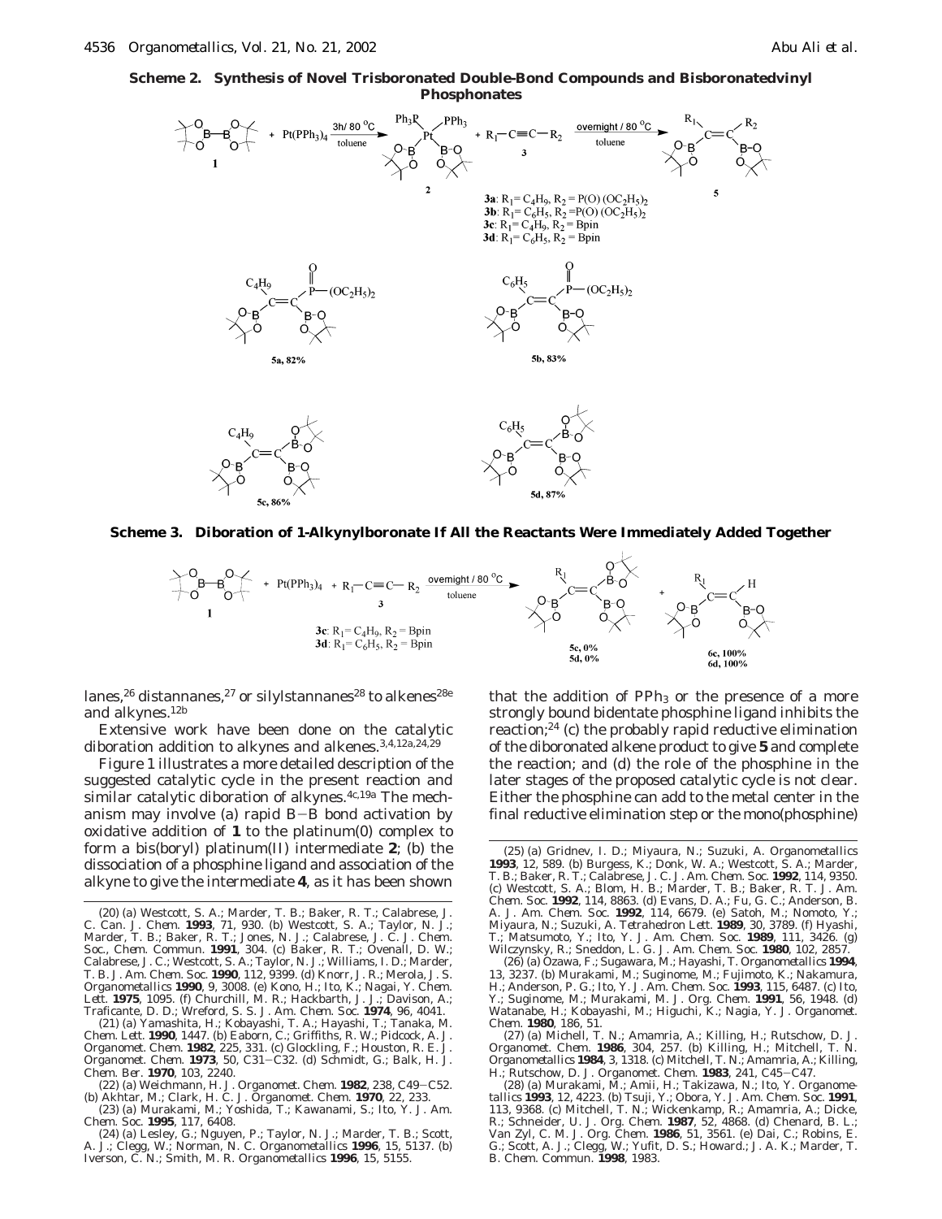**Scheme 2. Synthesis of Novel Trisboronated Double-Bond Compounds and Bisboronatedvinyl Phosphonates**

**3a**: $R_1 = C_4H_9$, $R_2 = P(O)(OC_2H_5)_2$
**3b**: $R_1 = C_6H_5$, $R_2 = P(O)(OC_2H_5)_2$
**3c**: $R_1 = C_4H_9$, $R_2 = Bpin$
**3d**: $R_1 = C_6H_5$, $R_2 = Bpin$

**5a**, 82%  **5b**, 83%  **5c**, 86%  **5d**, 87%

**Scheme 3. Diboration of 1-Alkynylboronate If All the Reactants Were Immediately Added Together**

**3c**: $R_1 = C_4H_9$, $R_2 = Bpin$
**3d**: $R_1 = C_6H_5$, $R_2 = Bpin$

**5c**, 0%  **5d**, 0%  **6c**, 100%  **6d**, 100%

lanes,[26] distannanes,[27] or silylstannanes[28] to alkenes[28e] and alkynes.[12b]

Extensive work have been done on the catalytic diboration addition to alkynes and alkenes.[3,4,12a,24,29]

Figure 1 illustrates a more detailed description of the suggested catalytic cycle in the present reaction and similar catalytic diboration of alkynes.[4c,19a] The mechanism may involve (a) rapid B−B bond activation by oxidative addition of **1** to the platinum(0) complex to form a bis(boryl) platinum(II) intermediate **2**; (b) the dissociation of a phosphine ligand and association of the alkyne to give the intermediate **4**, as it has been shown that the addition of $PPh_3$ or the presence of a more strongly bound bidentate phosphine ligand inhibits the reaction;[24] (c) the probably rapid reductive elimination of the diboronated alkene product to give **5** and complete the reaction; and (d) the role of the phosphine in the later stages of the proposed catalytic cycle is not clear. Either the phosphine can add to the metal center in the final reductive elimination step or the mono(phosphine)

(20) (a) Westcott, S. A.; Marder, T. B.; Baker, R. T.; Calabrese, J. C. *Can. J. Chem.* **1993**, 71, 930. (b) Westcott, S. A.; Taylor, N. J.; Marder, T. B.; Baker, R. T.; Jones, N. J.; Calabrese, J. C. *J. Chem. Soc., Chem. Commun.* **1991**, 304. (c) Baker, R. T.; Ovenall, D. W.; Calabrese, J. C.; Westcott, S. A.; Taylor, N. J.; Williams, I. D.; Marder, T. B. *J. Am. Chem. Soc.* **1990**, 112, 9399. (d) Knorr, J. R.; Merola, J. S. *Organometallics* **1990**, 9, 3008. (e) Kono, H.; Ito, K.; Nagai, Y. *Chem. Lett.* **1975**, 1095. (f) Churchill, M. R.; Hackbarth, J. J.; Davison, A.; Traficante, D. D.; Wreford, S. S. *J. Am. Chem. Soc.* **1974**, 96, 4041.

(21) (a) Yamashita, H.; Kobayashi, T. A.; Hayashi, T.; Tanaka, M. *Chem. Lett.* **1990**, 1447. (b) Eaborn, C.; Griffiths, R. W.; Pidcock, A. *J. Organomet. Chem.* **1982**, 225, 331. (c) Glockling, F.; Houston, R. E. *J. Organomet. Chem.* **1973**, 50, C31−C32. (d) Schmidt, G.; Balk, H. J. *Chem. Ber.* **1970**, 103, 2240.

(22) (a) Weichmann, H. *J. Organomet. Chem.* **1982**, 238, C49−C52. (b) Akhtar, M.; Clark, H. C. *J. Organomet. Chem.* **1970**, 22, 233.

(23) (a) Murakami, M.; Yoshida, T.; Kawanami, S.; Ito, Y. *J. Am. Chem. Soc.* **1995**, 117, 6408.

(24) (a) Lesley, G.; Nguyen, P.; Taylor, N. J.; Marder, T. B.; Scott, A. J.; Clegg, W.; Norman, N. C. *Organometallics* **1996**, 15, 5137. (b) Iverson, C. N.; Smith, M. R. *Organometallics* **1996**, 15, 5155.

(25) (a) Gridnev, I. D.; Miyaura, N.; Suzuki, A. *Organometallics* **1993**, 12, 589. (b) Burgess, K.; Donk, W. A.; Westcott, S. A.; Marder, T. B.; Baker, R. T.; Calabrese, J. C. *J. Am. Chem. Soc.* **1992**, 114, 9350. (c) Westcott, S. A.; Blom, H. B.; Marder, T. B.; Baker, R. T. *J. Am. Chem. Soc.* **1992**, 114, 8863. (d) Evans, D. A.; Fu, G. C.; Anderson, B. A. *J. Am. Chem. Soc.* **1992**, 114, 6679. (e) Satoh, M.; Nomoto, Y.; Miyaura, N.; Suzuki, A. *Tetrahedron Lett.* **1989**, 30, 3789. (f) Hyashi, T.; Matsumoto, Y.; Ito, Y. *J. Am. Chem. Soc.* **1989**, 111, 3426. (g) Wilczynsky, R.; Sneddon, L. G. *J. Am. Chem. Soc.* **1980**, 102, 2857.

(26) (a) Ozawa, F.; Sugawara, M.; Hayashi, T. *Organometallics* **1994**, 13, 3237. (b) Murakami, M.; Suginome, M.; Fujimoto, K.; Nakamura, H.; Anderson, P. G.; Ito, Y. *J. Am. Chem. Soc.* **1993**, 115, 6487. (c) Ito, Y.; Suginome, M.; Murakami, M. *J. Org. Chem.* **1991**, 56, 1948. (d) Watanabe, H.; Kobayashi, M.; Higuchi, K.; Nagia, Y. *J. Organomet. Chem.* **1980**, 186, 51.

(27) (a) Michell, T. N.; Amamria, A.; Killing, H.; Rutschow, D. *J. Organomet. Chem.* **1986**, 304, 257. (b) Killing, H.; Mitchell, T. N. *Organometallics* **1984**, 3, 1318. (c) Mitchell, T. N.; Amamria, A.; Killing, H.; Rutschow, D. *J. Organomet. Chem.* **1983**, 241, C45−C47.

(28) (a) Murakami, M.; Amii, H.; Takizawa, N.; Ito, Y. *Organometallics* **1993**, 12, 4223. (b) Tsuji, Y.; Obora, Y. *J. Am. Chem. Soc.* **1991**, 113, 9368. (c) Mitchell, T. N.; Wickenkamp, R.; Amamria, A.; Dicke, R.; Schneider, U. *J. Org. Chem.* **1987**, 52, 4868. (d) Chenard, B. L.; Van Zyl, C. M. *J. Org. Chem.* **1986**, 51, 3561. (e) Dai, C.; Robins, E. G.; Scott, A. J.; Clegg, W.; Yufit, D. S.; Howard.; J. A. K.; Marder, T. B. *Chem. Commun.* **1998**, 1983.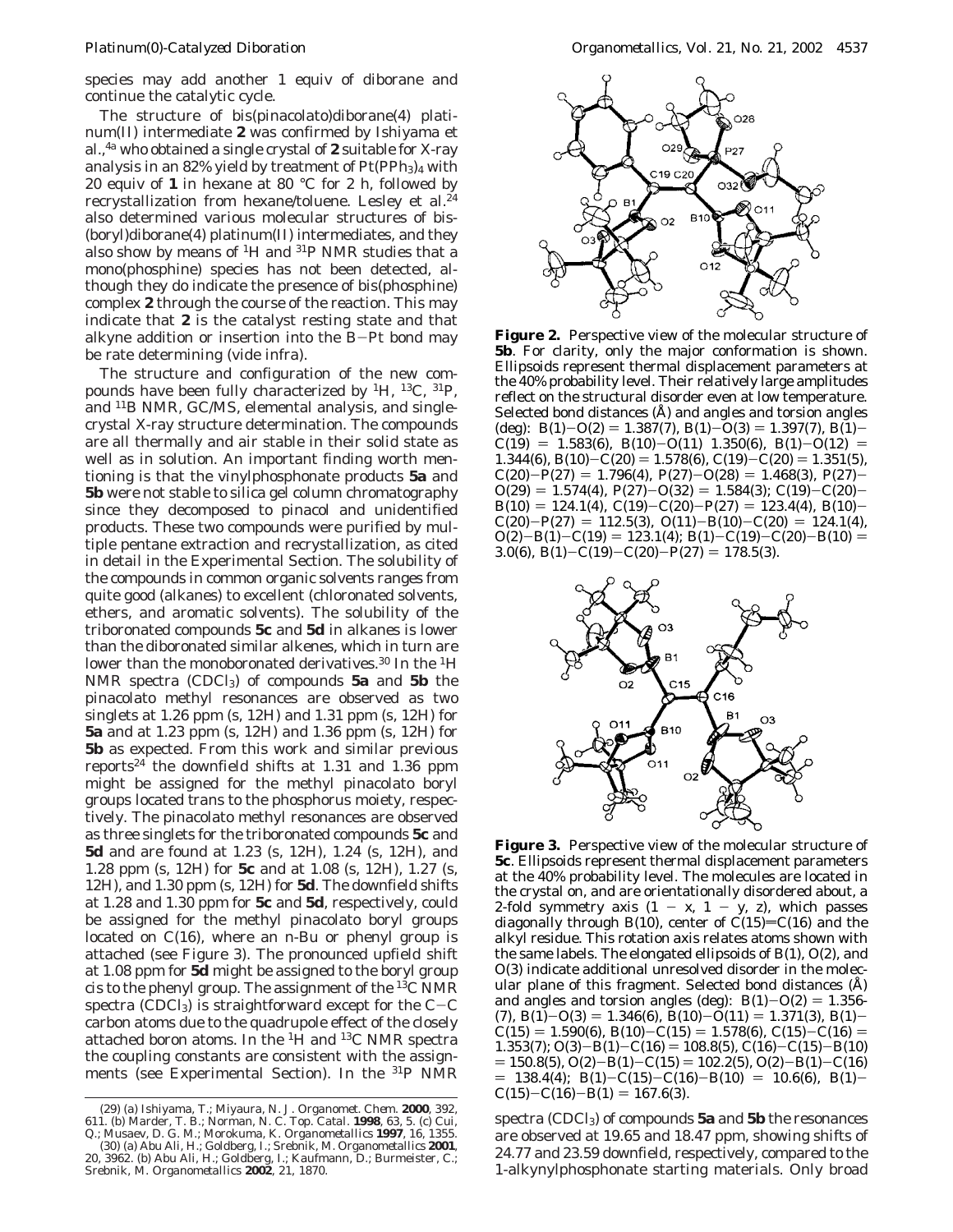species may add another 1 equiv of diborane and continue the catalytic cycle.

The structure of bis(pinacolato)diborane(4) platinum(II) intermediate **2** was confirmed by Ishiyama et al.,[4a] who obtained a single crystal of **2** suitable for X-ray analysis in an 82% yield by treatment of $Pt(PPh_3)_4$ with 20 equiv of **1** in hexane at 80 °C for 2 h, followed by recrystallization from hexane/toluene. Lesley et al.[24] also determined various molecular structures of bis(boryl)diborane(4) platinum(II) intermediates, and they also show by means of $^1H$ and $^{31}P$ NMR studies that a mono(phosphine) species has not been detected, although they do indicate the presence of bis(phosphine) complex **2** through the course of the reaction. This may indicate that **2** is the catalyst resting state and that alkyne addition or insertion into the B–Pt bond may be rate determining (vide infra).

The structure and configuration of the new compounds have been fully characterized by $^1H$, $^{13}C$, $^{31}P$, and $^{11}B$ NMR, GC/MS, elemental analysis, and single-crystal X-ray structure determination. The compounds are all thermally and air stable in their solid state as well as in solution. An important finding worth mentioning is that the vinylphosphonate products **5a** and **5b** were not stable to silica gel column chromatography since they decomposed to pinacol and unidentified products. These two compounds were purified by multiple pentane extraction and recrystallization, as cited in detail in the Experimental Section. The solubility of the compounds in common organic solvents ranges from quite good (alkanes) to excellent (chloronated solvents, ethers, and aromatic solvents). The solubility of the triboronated compounds **5c** and **5d** in alkanes is lower than the diboronated similar alkenes, which in turn are lower than the monoboronated derivatives.[30] In the $^1H$ NMR spectra ($CDCl_3$) of compounds **5a** and **5b** the pinacolato methyl resonances are observed as two singlets at 1.26 ppm (s, 12H) and 1.31 ppm (s, 12H) for **5a** and at 1.23 ppm (s, 12H) and 1.36 ppm (s, 12H) for **5b** as expected. From this work and similar previous reports[24] the downfield shifts at 1.31 and 1.36 ppm might be assigned for the methyl pinacolato boryl groups located trans to the phosphorus moiety, respectively. The pinacolato methyl resonances are observed as three singlets for the triboronated compounds **5c** and **5d** and are found at 1.23 (s, 12H), 1.24 (s, 12H), and 1.28 ppm (s, 12H) for **5c** and at 1.08 (s, 12H), 1.27 (s, 12H), and 1.30 ppm (s, 12H) for **5d**. The downfield shifts at 1.28 and 1.30 ppm for **5c** and **5d**, respectively, could be assigned for the methyl pinacolato boryl groups located on C(16), where an n-Bu or phenyl group is attached (see Figure 3). The pronounced upfield shift at 1.08 ppm for **5d** might be assigned to the boryl group cis to the phenyl group. The assignment of the $^{13}C$ NMR spectra ($CDCl_3$) is straightforward except for the C–C carbon atoms due to the quadrupole effect of the closely attached boron atoms. In the $^1H$ and $^{13}C$ NMR spectra the coupling constants are consistent with the assignments (see Experimental Section). In the $^{31}P$ NMR spectra ($CDCl_3$) of compounds **5a** and **5b** the resonances are observed at 19.65 and 18.47 ppm, showing shifts of 24.77 and 23.59 downfield, respectively, compared to the 1-alkynylphosphonate starting materials. Only broad

**Figure 2.** Perspective view of the molecular structure of **5b**. For clarity, only the major conformation is shown. Ellipsoids represent thermal displacement parameters at the 40% probability level. Their relatively large amplitudes reflect on the structural disorder even at low temperature. Selected bond distances (Å) and angles and torsion angles (deg): B(1)–O(2) = 1.387(7), B(1)–O(3) = 1.397(7), B(1)–C(19) = 1.583(6), B(10)–O(11) 1.350(6), B(1)–O(12) = 1.344(6), B(10)–C(20) = 1.578(6), C(19)–C(20) = 1.351(5), C(20)–P(27) = 1.796(4), P(27)–O(28) = 1.468(3), P(27)–O(29) = 1.574(4), P(27)–O(32) = 1.584(3); C(19)–C(20)–B(10) = 124.1(4), C(19)–C(20)–P(27) = 123.4(4), B(10)–C(20)–P(27) = 112.5(3), O(11)–B(10)–C(20) = 124.1(4), O(2)–B(1)–C(19) = 123.1(4); B(1)–C(19)–C(20)–B(10) = 3.0(6), B(1)–C(19)–C(20)–P(27) = 178.5(3).

**Figure 3.** Perspective view of the molecular structure of **5c**. Ellipsoids represent thermal displacement parameters at the 40% probability level. The molecules are located in the crystal on, and are orientationally disordered about, a 2-fold symmetry axis (1 – x, 1 – y, z), which passes diagonally through B(10), center of C(15)=C(16) and the alkyl residue. This rotation axis relates atoms shown with the same labels. The elongated ellipsoids of B(1), O(2), and O(3) indicate additional unresolved disorder in the molecular plane of this fragment. Selected bond distances (Å) and angles and torsion angles (deg): B(1)–O(2) = 1.356(7), B(1)–O(3) = 1.346(6), B(10)–O(11) = 1.371(3), B(1)–C(15) = 1.590(6), B(10)–C(15) = 1.578(6), C(15)–C(16) = 1.353(7); O(3)–B(1)–C(16) = 108.8(5), C(16)–C(15)–B(10) = 150.8(5), O(2)–B(1)–C(15) = 102.2(5), O(2)–B(1)–C(16) = 138.4(4); B(1)–C(15)–C(16)–B(10) = 10.6(6), B(1)–C(15)–C(16)–B(1) = 167.6(3).

(29) (a) Ishiyama, T.; Miyaura, N. *J. Organomet. Chem.* **2000**, 392, 611. (b) Marder, T. B.; Norman, N. C. *Top. Catal.* **1998**, 63, 5. (c) Cui, Q.; Musaev, D. G. M.; Morokuma, K. *Organometallics* **1997**, 16, 1355.

(30) (a) Abu Ali, H.; Goldberg, I.; Srebnik, M. *Organometallics* **2001**, 20, 3962. (b) Abu Ali, H.; Goldberg, I.; Kaufmann, D.; Burmeister, C.; Srebnik, M. *Organometallics* **2002**, 21, 1870.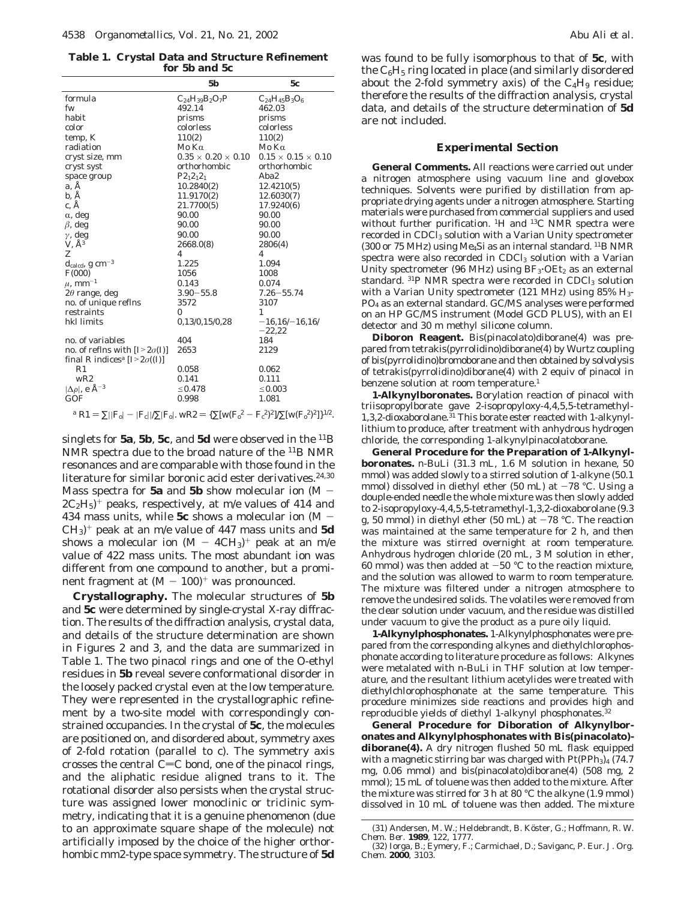**Table 1. Crystal Data and Structure Refinement for 5b and 5c**

| | **5b** | **5c** |
|---|---|---|
| formula | $C_{24}H_{39}B_2O_7P$ | $C_{24}H_{45}B_3O_6$ |
| fw | 492.14 | 462.03 |
| habit | prisms | prisms |
| color | colorless | colorless |
| temp, K | 110(2) | 110(2) |
| radiation | Mo Kα | Mo Kα |
| cryst size, mm | 0.35 × 0.20 × 0.10 | 0.15 × 0.15 × 0.10 |
| cryst syst | orthorhombic | orthorhombic |
| space group | $P2_12_12_1$ | Aba2 |
| a, Å | 10.2840(2) | 12.4210(5) |
| b, Å | 11.9170(2) | 12.6030(7) |
| c, Å | 21.7700(5) | 17.9240(6) |
| α, deg | 90.00 | 90.00 |
| β, deg | 90.00 | 90.00 |
| γ, deg | 90.00 | 90.00 |
| V, Å$^3$ | 2668.0(8) | 2806(4) |
| Z | 4 | 4 |
| $d_{calcd}$, g cm$^{-3}$ | 1.225 | 1.094 |
| F(000) | 1056 | 1008 |
| μ, mm$^{-1}$ | 0.143 | 0.074 |
| 2θ range, deg | 3.90–55.8 | 7.26–55.74 |
| no. of unique reflns | 3572 | 3107 |
| restraints | 0 | 1 |
| hkl limits | 0,13/0,15/0,28 | −16,16/−16,16/−22,22 |
| no. of variables | 404 | 184 |
| no. of reflns with [I > 2σ(I)] | 2653 | 2129 |
| final R indices[a] [I > 2σ((I)] | | |
| R1 | 0.058 | 0.062 |
| wR2 | 0.141 | 0.111 |
| \|Δρ\|, e Å$^{-3}$ | ≤0.478 | ≤0.003 |
| GOF | 0.998 | 1.081 |

[a] $R1 = \sum||F_o| - |F_c||/\sum|F_o|$. $wR2 = \{\sum[w(F_o^2 - F_c^2)^2]/\sum[w(F_o^2)^2]\}^{1/2}$.

singlets for **5a**, **5b**, **5c**, and **5d** were observed in the $^{11}$B NMR spectra due to the broad nature of the $^{11}$B NMR resonances and are comparable with those found in the literature for similar boronic acid ester derivatives.[24,30] Mass spectra for **5a** and **5b** show molecular ion $(M - 2C_2H_5)^+$ peaks, respectively, at m/e values of 414 and 434 mass units, while **5c** shows a molecular ion $(M - CH_3)^+$ peak at an m/e value of 447 mass units and **5d** shows a molecular ion $(M - 4CH_3)^+$ peak at an m/e value of 422 mass units. The most abundant ion was different from one compound to another, but a prominent fragment at $(M - 100)^+$ was pronounced.

**Crystallography.** The molecular structures of **5b** and **5c** were determined by single-crystal X-ray diffraction. The results of the diffraction analysis, crystal data, and details of the structure determination are shown in Figures 2 and 3, and the data are summarized in Table 1. The two pinacol rings and one of the O-ethyl residues in **5b** reveal severe conformational disorder in the loosely packed crystal even at the low temperature. They were represented in the crystallographic refinement by a two-site model with correspondingly constrained occupancies. In the crystal of **5c**, the molecules are positioned on, and disordered about, symmetry axes of 2-fold rotation (parallel to c). The symmetry axis crosses the central C=C bond, one of the pinacol rings, and the aliphatic residue aligned trans to it. The rotational disorder also persists when the crystal structure was assigned lower monoclinic or triclinic symmetry, indicating that it is a genuine phenomenon (due to an approximate square shape of the molecule) not artificially imposed by the choice of the higher orthorhombic mm2-type space symmetry. The structure of **5d** was found to be fully isomorphous to that of **5c**, with the $C_6H_5$ ring located in place (and similarly disordered about the 2-fold symmetry axis) of the $C_4H_9$ residue; therefore the results of the diffraction analysis, crystal data, and details of the structure determination of **5d** are not included.

## Experimental Section

**General Comments.** All reactions were carried out under a nitrogen atmosphere using vacuum line and glovebox techniques. Solvents were purified by distillation from appropriate drying agents under a nitrogen atmosphere. Starting materials were purchased from commercial suppliers and used without further purification. $^1$H and $^{13}$C NMR spectra were recorded in $CDCl_3$ solution with a Varian Unity spectrometer (300 or 75 MHz) using $Me_4Si$ as an internal standard. $^{11}$B NMR spectra were also recorded in $CDCl_3$ solution with a Varian Unity spectrometer (96 MHz) using $BF_3{\cdot}OEt_2$ as an external standard. $^{31}$P NMR spectra were recorded in $CDCl_3$ solution with a Varian Unity spectrometer (121 MHz) using 85% $H_3PO_4$ as an external standard. GC/MS analyses were performed on an HP GC/MS instrument (Model GCD PLUS), with an EI detector and 30 m methyl silicone column.

**Diboron Reagent.** Bis(pinacolato)diborane(4) was prepared from tetrakis(pyrrolidino)diborane(4) by Wurtz coupling of bis(pyrrolidino)bromoborane and then obtained by solvolysis of tetrakis(pyrrolidino)diborane(4) with 2 equiv of pinacol in benzene solution at room temperature.[1]

**1-Alkynylboronates.** Borylation reaction of pinacol with triisopropylborate gave 2-isopropyloxy-4,4,5,5-tetramethyl-1,3,2-dioxaborolane.[31] This borate ester reacted with 1-alkynyllithium to produce, after treatment with anhydrous hydrogen chloride, the corresponding 1-alkynylpinacolatoborane.

**General Procedure for the Preparation of 1-Alkynylboronates.** n-BuLi (31.3 mL, 1.6 M solution in hexane, 50 mmol) was added slowly to a stirred solution of 1-alkyne (50.1 mmol) dissolved in diethyl ether (50 mL) at −78 °C. Using a douple-ended needle the whole mixture was then slowly added to 2-isopropyloxy-4,4,5,5-tetramethyl-1,3,2-dioxaborolane (9.3 g, 50 mmol) in diethyl ether (50 mL) at −78 °C. The reaction was maintained at the same temperature for 2 h, and then the mixture was stirred overnight at room temperature. Anhydrous hydrogen chloride (20 mL, 3 M solution in ether, 60 mmol) was then added at −50 °C to the reaction mixture, and the solution was allowed to warm to room temperature. The mixture was filtered under a nitrogen atmosphere to remove the undesired solids. The volatiles were removed from the clear solution under vacuum, and the residue was distilled under vacuum to give the product as a pure oily liquid.

**1-Alkynylphosphonates.** 1-Alkynylphosphonates were prepared from the corresponding alkynes and diethylchlorophosphonate according to literature procedure as follows: Alkynes were metalated with n-BuLi in THF solution at low temperature, and the resultant lithium acetylides were treated with diethylchlorophosphonate at the same temperature. This procedure minimizes side reactions and provides high and reproducible yields of diethyl 1-alkynyl phosphonates.[32]

**General Procedure for Diboration of Alkynylboronates and Alkynylphosphonates with Bis(pinacolato)-diborane(4).** A dry nitrogen flushed 50 mL flask equipped with a magnetic stirring bar was charged with $Pt(PPh_3)_4$ (74.7 mg, 0.06 mmol) and bis(pinacolato)diborane(4) (508 mg, 2 mmol); 15 mL of toluene was then added to the mixture. After the mixture was stirred for 3 h at 80 °C the alkyne (1.9 mmol) dissolved in 10 mL of toluene was then added. The mixture

(31) Andersen, M. W.; Heldebrandt, B. Köster, G.; Hoffmann, R. W. *Chem. Ber.* **1989**, 122, 1777.

(32) Iorga, B.; Eymery, F.; Carmichael, D.; Savigans, P. *Eur. J. Org. Chem.* **2000**, 3103.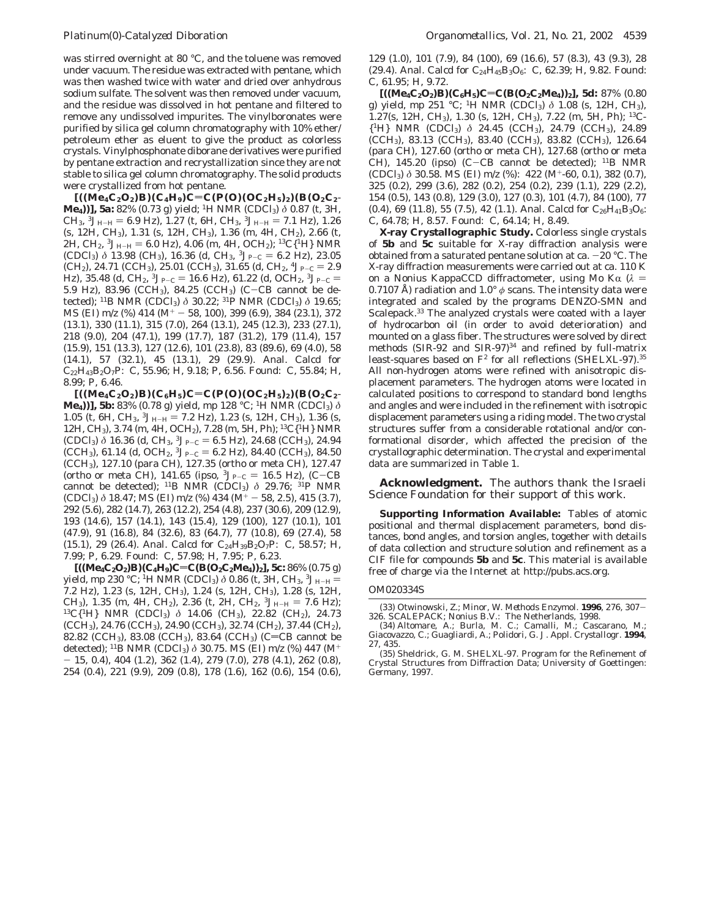was stirred overnight at 80 °C, and the toluene was removed under vacuum. The residue was extracted with pentane, which was then washed twice with water and dried over anhydrous sodium sulfate. The solvent was then removed under vacuum, and the residue was dissolved in hot pentane and filtered to remove any undissolved impurities. The vinylboronates were purified by silica gel column chromatography with 10% ether/petroleum ether as eluent to give the product as colorless crystals. Vinylphosphonate diborane derivatives were purified by pentane extraction and recrystallization since they are not stable to silica gel column chromatography. The solid products were crystallized from hot pentane.

**$[((Me_4C_2O_2)B)(C_4H_9)C{=}C(P(O)(OC_2H_5)_2)(B(O_2C_2Me_4))]$, 5a:** 82% (0.73 g) yield; $^1$H NMR ($CDCl_3$) δ 0.87 (t, 3H, $CH_3$, $^3J_{H-H}$ = 6.9 Hz), 1.27 (t, 6H, $CH_3$, $^3J_{H-H}$ = 7.1 Hz), 1.26 (s, 12H, $CH_3$), 1.31 (s, 12H, $CH_3$), 1.36 (m, 4H, $CH_2$), 2.66 (t, 2H, $CH_2$, $^3J_{H-H}$ = 6.0 Hz), 4.06 (m, 4H, $OCH_2$); $^{13}C\{^1H\}$ NMR ($CDCl_3$) δ 13.98 ($CH_3$), 16.36 (d, $CH_3$, $^3J_{P-C}$ = 6.2 Hz), 23.05 ($CH_2$), 24.71 ($CCH_3$), 25.01 ($CCH_3$), 31.65 (d, $CH_2$, $^4J_{P-C}$ = 2.9 Hz), 35.48 (d, $CH_2$, $^3J_{P-C}$ = 16.6 Hz), 61.22 (d, $OCH_2$, $^3J_{P-C}$ = 5.9 Hz), 83.96 ($CCH_3$), 84.25 ($CCH_3$) (C–CB cannot be detected); $^{11}$B NMR ($CDCl_3$) δ 30.22; $^{31}$P NMR ($CDCl_3$) δ 19.65; MS (EI) m/z (%) 414 ($M^+$ − 58, 100), 399 (6.9), 384 (23.1), 372 (13.1), 330 (11.1), 315 (7.0), 264 (13.1), 245 (12.3), 233 (27.1), 218 (9.0), 204 (47.1), 199 (17.7), 187 (31.2), 179 (11.4), 157 (15.9), 151 (13.3), 127 (12.6), 101 (23.8), 83 (89.6), 69 (4.0), 58 (14.1), 57 (32.1), 45 (13.1), 29 (29.9). Anal. Calcd for $C_{22}H_{43}B_2O_7P$: C, 55.96; H, 9.18; P, 6.56. Found: C, 55.84; H, 8.99; P, 6.46.

**$[((Me_4C_2O_2)B)(C_6H_5)C{=}C(P(O)(OC_2H_5)_2)(B(O_2C_2Me_4))]$, 5b:** 83% (0.78 g) yield, mp 128 °C; $^1$H NMR ($CDCl_3$) δ 1.05 (t, 6H, $CH_3$, $^3J_{H-H}$ = 7.2 Hz), 1.23 (s, 12H, $CH_3$), 1.36 (s, 12H, $CH_3$), 3.74 (m, 4H, $OCH_2$), 7.28 (m, 5H, Ph); $^{13}C\{^1H\}$ NMR ($CDCl_3$) δ 16.36 (d, $CH_3$, $^3J_{P-C}$ = 6.5 Hz), 24.68 ($CCH_3$), 24.94 ($CCH_3$), 61.14 (d, $OCH_2$, $^3J_{P-C}$ = 6.2 Hz), 84.40 ($CCH_3$), 84.50 ($CCH_3$), 127.10 (para CH), 127.35 (ortho or meta CH), 127.47 (ortho or meta CH), 141.65 (ipso, $^3J_{P-C}$ = 16.5 Hz), (C–CB cannot be detected); $^{11}$B NMR ($CDCl_3$) δ 29.76; $^{31}$P NMR ($CDCl_3$) δ 18.47; MS (EI) m/z (%) 434 ($M^+$ − 58, 2.5), 415 (3.7), 292 (5.6), 282 (14.7), 263 (12.2), 254 (4.8), 237 (30.6), 209 (12.9), 193 (14.6), 157 (14.1), 143 (15.4), 129 (100), 127 (10.1), 101 (47.9), 91 (16.8), 84 (32.6), 83 (64.7), 77 (10.8), 69 (27.4), 58 (15.1), 29 (26.4). Anal. Calcd for $C_{24}H_{39}B_2O_7P$: C, 58.57; H, 7.99; P, 6.29. Found: C, 57.98; H, 7.95; P, 6.23.

**$[((Me_4C_2O_2)B)(C_4H_9)C{=}C(B(O_2C_2Me_4))_2]$, 5c:** 86% (0.75 g) yield, mp 230 °C; $^1$H NMR ($CDCl_3$) δ 0.86 (t, 3H, $CH_3$, $^3J_{H-H}$ = 7.2 Hz), 1.23 (s, 12H, $CH_3$), 1.24 (s, 12H, $CH_3$), 1.28 (s, 12H, $CH_3$), 1.35 (m, 4H, $CH_2$), 2.36 (t, 2H, $CH_2$, $^3J_{H-H}$ = 7.6 Hz); $^{13}C\{^1H\}$ NMR ($CDCl_3$) δ 14.06 ($CH_3$), 22.82 ($CH_2$), 24.73 ($CCH_3$), 24.76 ($CCH_3$), 24.90 ($CCH_3$), 32.74 ($CH_2$), 37.44 ($CH_2$), 82.82 ($CCH_3$), 83.08 ($CCH_3$), 83.64 ($CCH_3$) (C=CB cannot be detected); $^{11}$B NMR ($CDCl_3$) δ 30.75. MS (EI) m/z (%) 447 ($M^+$ − 15, 0.4), 404 (1.2), 362 (1.4), 279 (7.0), 278 (4.1), 262 (0.8), 254 (0.4), 221 (9.9), 209 (0.8), 178 (1.6), 162 (0.6), 154 (0.6), 129 (1.0), 101 (7.9), 84 (100), 69 (16.6), 57 (8.3), 43 (9.3), 28 (29.4). Anal. Calcd for $C_{24}H_{45}B_3O_6$: C, 62.39; H, 9.82. Found: C, 61.95; H, 9.72.

**$[((Me_4C_2O_2)B)(C_6H_5)C{=}C(B(O_2C_2Me_4))_2]$, 5d:** 87% (0.80 g) yield, mp 251 °C; $^1$H NMR ($CDCl_3$) δ 1.08 (s, 12H, $CH_3$), 1.27(s, 12H, $CH_3$), 1.30 (s, 12H, $CH_3$), 7.22 (m, 5H, Ph); $^{13}C\{^1H\}$ NMR ($CDCl_3$) δ 24.45 ($CCH_3$), 24.79 ($CCH_3$), 24.89 ($CCH_3$), 83.13 ($CCH_3$), 83.40 ($CCH_3$), 83.82 ($CCH_3$), 126.64 (para CH), 127.60 (ortho or meta CH), 127.68 (ortho or meta CH), 145.20 (ipso) (C–CB cannot be detected); $^{11}$B NMR ($CDCl_3$) δ 30.58. MS (EI) m/z (%): 422 ($M^+$-60, 0.1), 382 (0.7), 325 (0.2), 299 (3.6), 282 (0.2), 254 (0.2), 239 (1.1), 229 (2.2), 154 (0.5), 143 (0.8), 129 (3.0), 127 (0.3), 101 (4.7), 84 (100), 77 (0.4), 69 (11.8), 55 (7.5), 42 (1.1). Anal. Calcd for $C_{26}H_{41}B_3O_6$: C, 64.78; H, 8.57. Found: C, 64.14; H, 8.49.

**X-ray Crystallographic Study.** Colorless single crystals of **5b** and **5c** suitable for X-ray diffraction analysis were obtained from a saturated pentane solution at ca. −20 °C. The X-ray diffraction measurements were carried out at ca. 110 K on a Nonius KappaCCD diffractometer, using Mo Kα (λ = 0.7107 Å) radiation and 1.0° $\phi$ scans. The intensity data were integrated and scaled by the programs DENZO-SMN and Scalepack.[33] The analyzed crystals were coated with a layer of hydrocarbon oil (in order to avoid deterioration) and mounted on a glass fiber. The structures were solved by direct methods (SIR-92 and SIR-97)[34] and refined by full-matrix least-squares based on $F^2$ for all reflections (SHELXL-97).[35] All non-hydrogen atoms were refined with anisotropic displacement parameters. The hydrogen atoms were located in calculated positions to correspond to standard bond lengths and angles and were included in the refinement with isotropic displacement parameters using a riding model. The two crystal structures suffer from a considerable rotational and/or conformational disorder, which affected the precision of the crystallographic determination. The crystal and experimental data are summarized in Table 1.

## Acknowledgment

The authors thank the Israeli Science Foundation for their support of this work.

**Supporting Information Available:** Tables of atomic positional and thermal displacement parameters, bond distances, bond angles, and torsion angles, together with details of data collection and structure solution and refinement as a CIF file for compounds **5b** and **5c**. This material is available free of charge via the Internet at http://pubs.acs.org.

OM020334S

(33) Otwinowski, Z.; Minor, W. *Methods Enzymol.* **1996**, *276*, 307–326. SCALEPACK; Nonius B.V.: The Netherlands, 1998.

(34) Altomare, A.; Burla, M. C.; Camalli, M.; Cascarano, M.; Giacovazzo, C.; Guagliardi, A.; Polidori, G. *J. Appl. Crystallogr.* **1994**, *27*, 435.

(35) Sheldrick, G. M. SHELXL-97. Program for the Refinement of Crystal Structures from Diffraction Data; University of Goettingen: Germany, 1997.